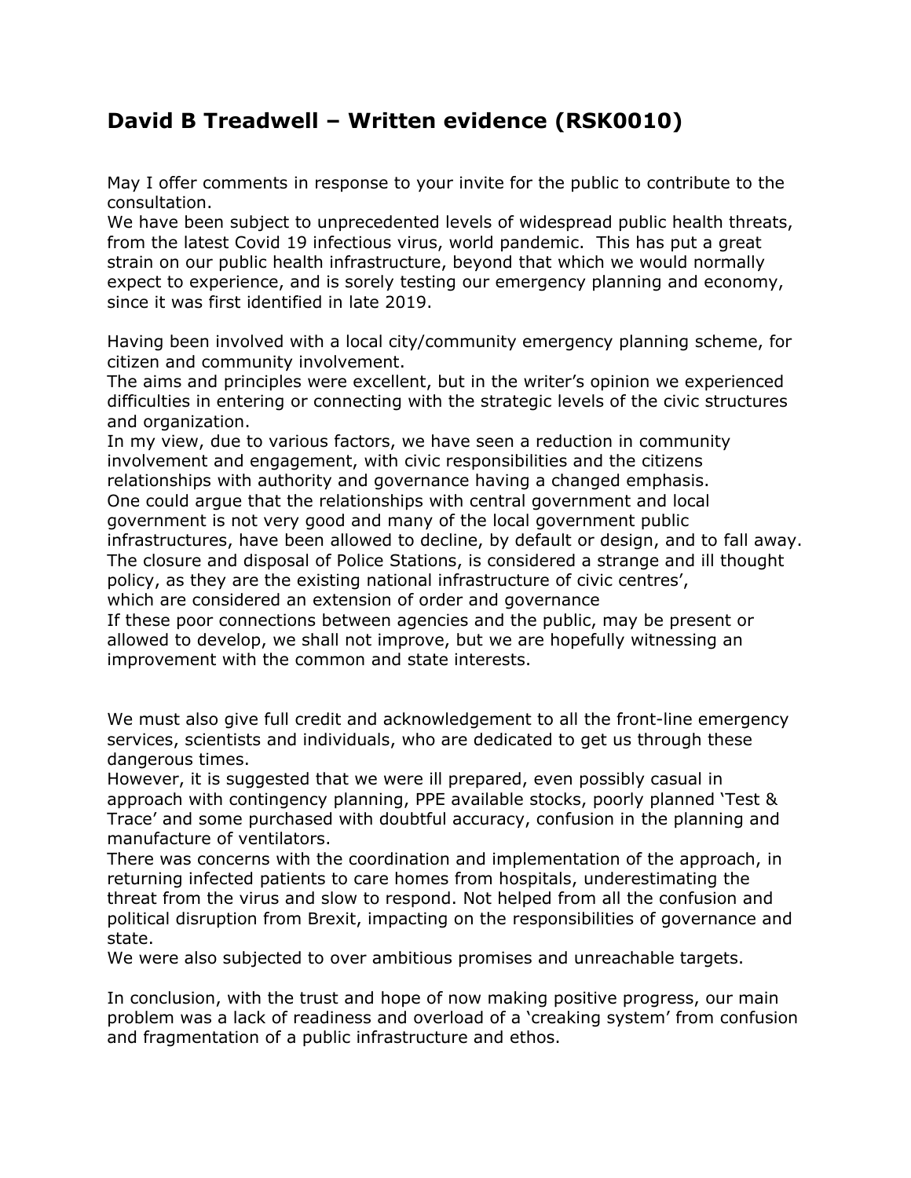# David B Treadwell – Written evidence (RSK0010)

May I offer comments in response to your invite for the public to contribute to the consultation.
We have been subject to unprecedented levels of widespread public health threats, from the latest Covid 19 infectious virus, world pandemic. This has put a great strain on our public health infrastructure, beyond that which we would normally expect to experience, and is sorely testing our emergency planning and economy, since it was first identified in late 2019.

Having been involved with a local city/community emergency planning scheme, for citizen and community involvement.
The aims and principles were excellent, but in the writer's opinion we experienced difficulties in entering or connecting with the strategic levels of the civic structures and organization.
In my view, due to various factors, we have seen a reduction in community involvement and engagement, with civic responsibilities and the citizens relationships with authority and governance having a changed emphasis.
One could argue that the relationships with central government and local government is not very good and many of the local government public infrastructures, have been allowed to decline, by default or design, and to fall away.
The closure and disposal of Police Stations, is considered a strange and ill thought policy, as they are the existing national infrastructure of civic centres', which are considered an extension of order and governance
If these poor connections between agencies and the public, may be present or allowed to develop, we shall not improve, but we are hopefully witnessing an improvement with the common and state interests.

We must also give full credit and acknowledgement to all the front-line emergency services, scientists and individuals, who are dedicated to get us through these dangerous times.
However, it is suggested that we were ill prepared, even possibly casual in approach with contingency planning, PPE available stocks, poorly planned 'Test & Trace' and some purchased with doubtful accuracy, confusion in the planning and manufacture of ventilators.
There was concerns with the coordination and implementation of the approach, in returning infected patients to care homes from hospitals, underestimating the threat from the virus and slow to respond. Not helped from all the confusion and political disruption from Brexit, impacting on the responsibilities of governance and state.
We were also subjected to over ambitious promises and unreachable targets.

In conclusion, with the trust and hope of now making positive progress, our main problem was a lack of readiness and overload of a 'creaking system' from confusion and fragmentation of a public infrastructure and ethos.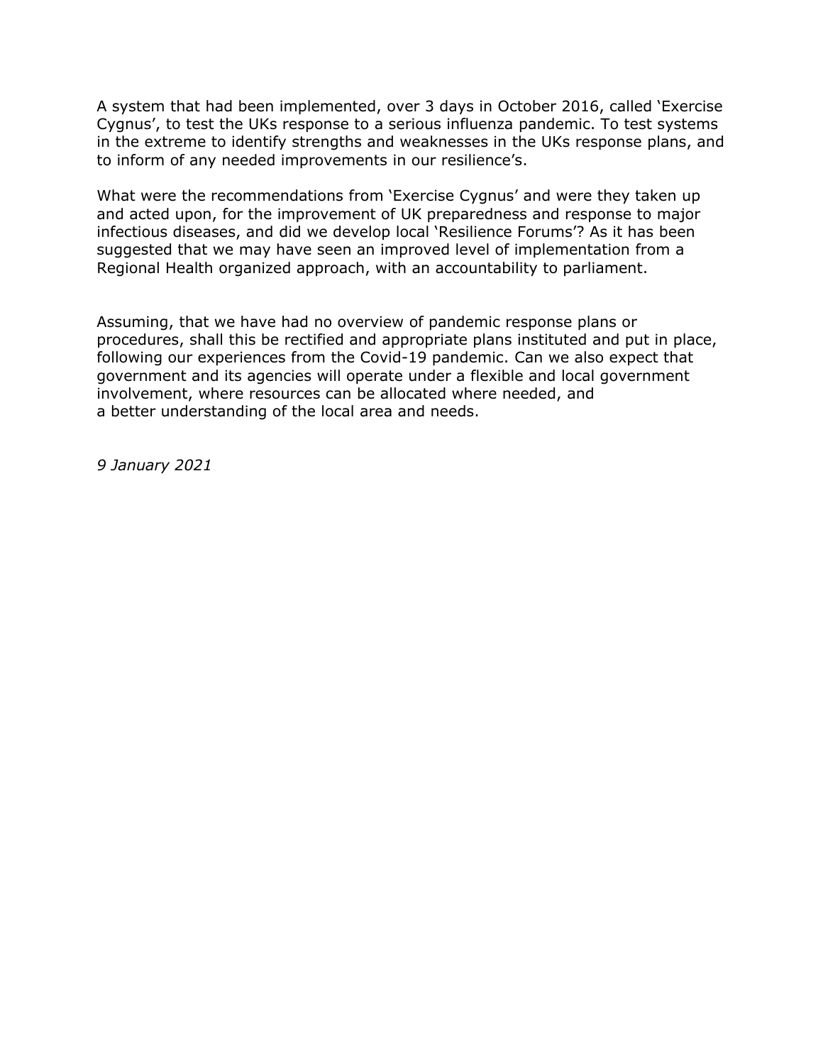A system that had been implemented, over 3 days in October 2016, called 'Exercise Cygnus', to test the UKs response to a serious influenza pandemic. To test systems in the extreme to identify strengths and weaknesses in the UKs response plans, and to inform of any needed improvements in our resilience's.

What were the recommendations from 'Exercise Cygnus' and were they taken up and acted upon, for the improvement of UK preparedness and response to major infectious diseases, and did we develop local 'Resilience Forums'? As it has been suggested that we may have seen an improved level of implementation from a Regional Health organized approach, with an accountability to parliament.

Assuming, that we have had no overview of pandemic response plans or procedures, shall this be rectified and appropriate plans instituted and put in place, following our experiences from the Covid-19 pandemic. Can we also expect that government and its agencies will operate under a flexible and local government involvement, where resources can be allocated where needed, and a better understanding of the local area and needs.

*9 January 2021*